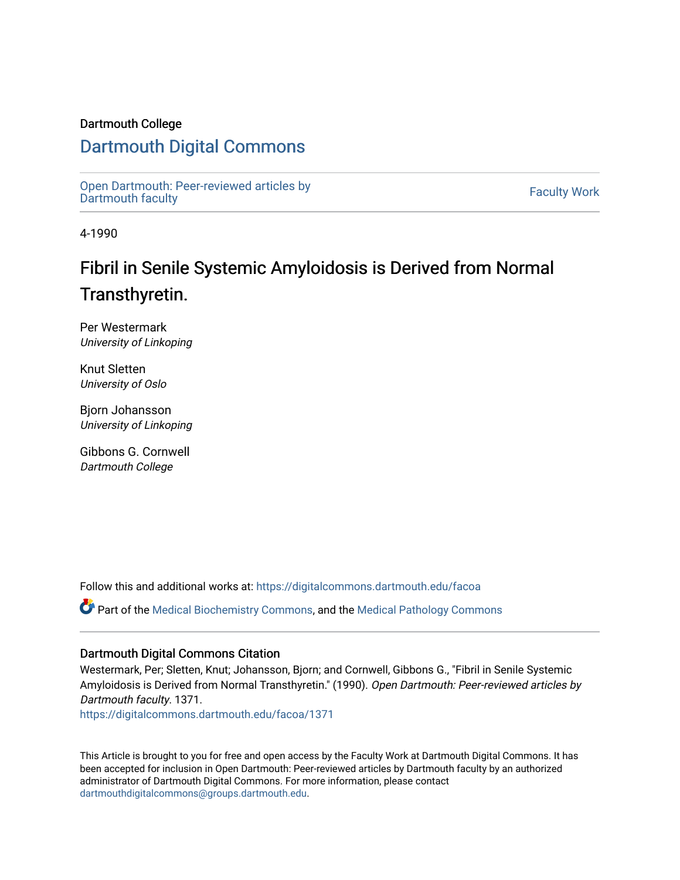Dartmouth College

# Dartmouth Digital Commons

Open Dartmouth: Peer-reviewed articles by Dartmouth faculty

Faculty Work

4-1990

## Fibril in Senile Systemic Amyloidosis is Derived from Normal Transthyretin.

Per Westermark
*University of Linkoping*

Knut Sletten
*University of Oslo*

Bjorn Johansson
*University of Linkoping*

Gibbons G. Cornwell
*Dartmouth College*

Follow this and additional works at: https://digitalcommons.dartmouth.edu/facoa

Part of the Medical Biochemistry Commons, and the Medical Pathology Commons

### Dartmouth Digital Commons Citation

Westermark, Per; Sletten, Knut; Johansson, Bjorn; and Cornwell, Gibbons G., "Fibril in Senile Systemic Amyloidosis is Derived from Normal Transthyretin." (1990). *Open Dartmouth: Peer-reviewed articles by Dartmouth faculty*. 1371.
https://digitalcommons.dartmouth.edu/facoa/1371

This Article is brought to you for free and open access by the Faculty Work at Dartmouth Digital Commons. It has been accepted for inclusion in Open Dartmouth: Peer-reviewed articles by Dartmouth faculty by an authorized administrator of Dartmouth Digital Commons. For more information, please contact dartmouthdigitalcommons@groups.dartmouth.edu.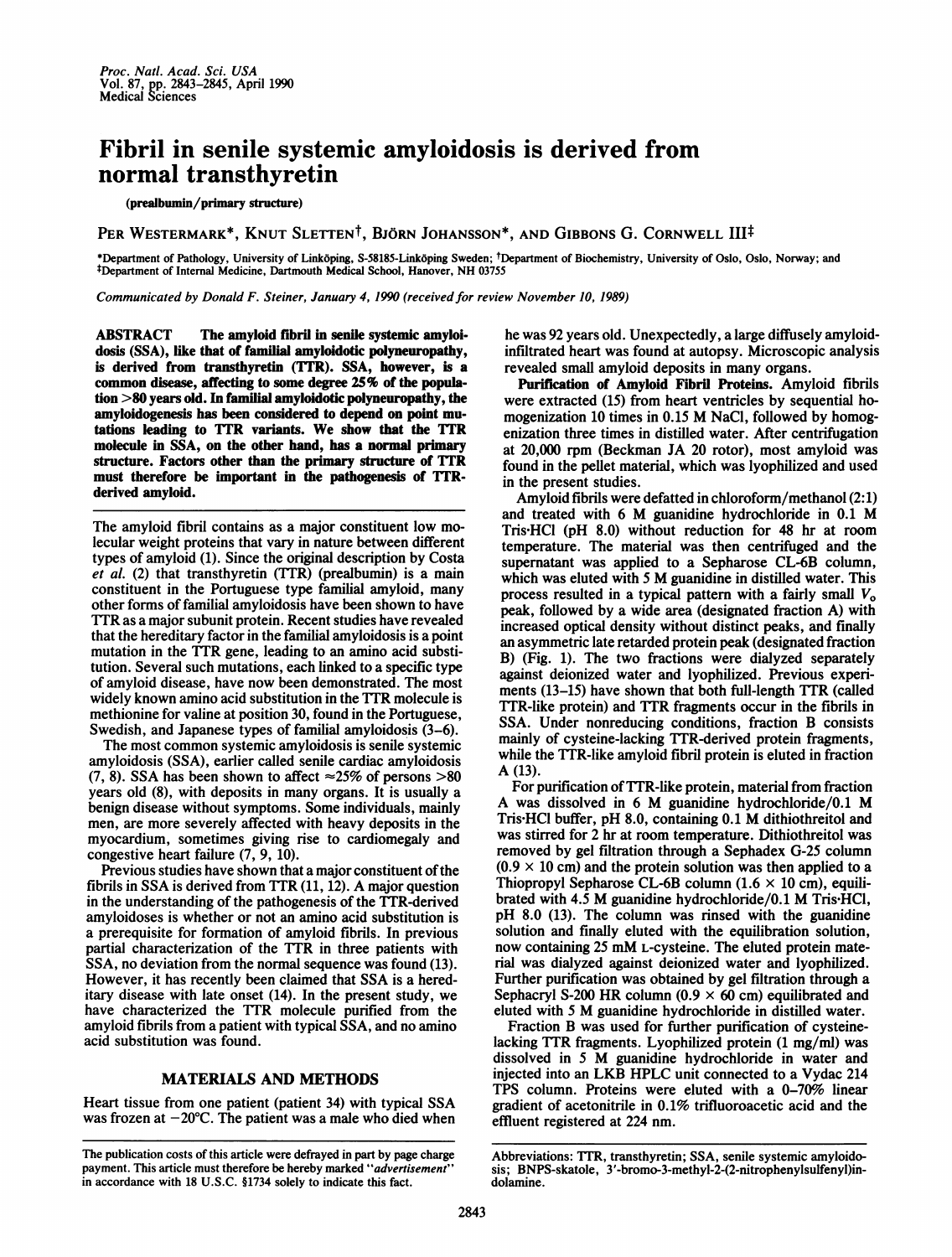# Fibril in senile systemic amyloidosis is derived from normal transthyretin

(prealbumin/primary structure)

PER WESTERMARK*, KNUT SLETTEN†, BJÖRN JOHANSSON*, AND GIBBONS G. CORNWELL III‡

*Department of Pathology, University of Linköping, S-58185-Linköping Sweden; †Department of Biochemistry, University of Oslo, Oslo, Norway; and ‡Department of Internal Medicine, Dartmouth Medical School, Hanover, NH 03755

*Communicated by Donald F. Steiner, January 4, 1990 (received for review November 10, 1989)*

**ABSTRACT** **The amyloid fibril in senile systemic amyloidosis (SSA), like that of familial amyloidotic polyneuropathy, is derived from transthyretin (TTR). SSA, however, is a common disease, affecting to some degree 25% of the population >80 years old. In familial amyloidotic polyneuropathy, the amyloidogenesis has been considered to depend on point mutations leading to TTR variants. We show that the TTR molecule in SSA, on the other hand, has a normal primary structure. Factors other than the primary structure of TTR must therefore be important in the pathogenesis of TTR-derived amyloid.**

The amyloid fibril contains as a major constituent low molecular weight proteins that vary in nature between different types of amyloid (1). Since the original description by Costa *et al.* (2) that transthyretin (TTR) (prealbumin) is a main constituent in the Portuguese type familial amyloid, many other forms of familial amyloidosis have been shown to have TTR as a major subunit protein. Recent studies have revealed that the hereditary factor in the familial amyloidosis is a point mutation in the TTR gene, leading to an amino acid substitution. Several such mutations, each linked to a specific type of amyloid disease, have now been demonstrated. The most widely known amino acid substitution in the TTR molecule is methionine for valine at position 30, found in the Portuguese, Swedish, and Japanese types of familial amyloidosis (3–6).

The most common systemic amyloidosis is senile systemic amyloidosis (SSA), earlier called senile cardiac amyloidosis (7, 8). SSA has been shown to affect ≈25% of persons >80 years old (8), with deposits in many organs. It is usually a benign disease without symptoms. Some individuals, mainly men, are more severely affected with heavy deposits in the myocardium, sometimes giving rise to cardiomegaly and congestive heart failure (7, 9, 10).

Previous studies have shown that a major constituent of the fibrils in SSA is derived from TTR (11, 12). A major question in the understanding of the pathogenesis of the TTR-derived amyloidoses is whether or not an amino acid substitution is a prerequisite for formation of amyloid fibrils. In previous partial characterization of the TTR in three patients with SSA, no deviation from the normal sequence was found (13). However, it has recently been claimed that SSA is a hereditary disease with late onset (14). In the present study, we have characterized the TTR molecule purified from the amyloid fibrils from a patient with typical SSA, and no amino acid substitution was found.

## MATERIALS AND METHODS

Heart tissue from one patient (patient 34) with typical SSA was frozen at −20°C. The patient was a male who died when he was 92 years old. Unexpectedly, a large diffusely amyloid-infiltrated heart was found at autopsy. Microscopic analysis revealed small amyloid deposits in many organs.

**Purification of Amyloid Fibril Proteins.** Amyloid fibrils were extracted (15) from heart ventricles by sequential homogenization 10 times in 0.15 M NaCl, followed by homogenization three times in distilled water. After centrifugation at 20,000 rpm (Beckman JA 20 rotor), most amyloid was found in the pellet material, which was lyophilized and used in the present studies.

Amyloid fibrils were defatted in chloroform/methanol (2:1) and treated with 6 M guanidine hydrochloride in 0.1 M Tris·HCl (pH 8.0) without reduction for 48 hr at room temperature. The material was then centrifuged and the supernatant was applied to a Sepharose CL-6B column, which was eluted with 5 M guanidine in distilled water. This process resulted in a typical pattern with a fairly small $V_o$ peak, followed by a wide area (designated fraction A) with increased optical density without distinct peaks, and finally an asymmetric late retarded protein peak (designated fraction B) (Fig. 1). The two fractions were dialyzed separately against deionized water and lyophilized. Previous experiments (13–15) have shown that both full-length TTR (called TTR-like protein) and TTR fragments occur in the fibrils in SSA. Under nonreducing conditions, fraction B consists mainly of cysteine-lacking TTR-derived protein fragments, while the TTR-like amyloid fibril protein is eluted in fraction A (13).

For purification of TTR-like protein, material from fraction A was dissolved in 6 M guanidine hydrochloride in 0.1 M Tris·HCl buffer, pH 8.0, containing 0.1 M dithiothreitol and was stirred for 2 hr at room temperature. Dithiothreitol was removed by gel filtration through a Sephadex G-25 column (0.9 × 10 cm) and the protein solution was then applied to a Thiopropyl Sepharose CL-6B column (1.6 × 10 cm), equilibrated with 4.5 M guanidine hydrochloride/0.1 M Tris·HCl, pH 8.0 (13). The column was rinsed with the guanidine solution and finally eluted with the equilibration solution, now containing 25 mM L-cysteine. The eluted protein material was dialyzed against deionized water and lyophilized. Further purification was obtained by gel filtration through a Sephacryl S-200 HR column (0.9 × 60 cm) equilibrated and eluted with 5 M guanidine hydrochloride in distilled water.

Fraction B was used for further purification of cysteine-lacking TTR fragments. Lyophilized protein (1 mg/ml) was dissolved in 5 M guanidine hydrochloride in water and injected into an LKB HPLC unit connected to a Vydac 214 TPS column. Proteins were eluted with a 0–70% linear gradient of acetonitrile in 0.1% trifluoroacetic acid and the effluent registered at 224 nm.

The publication costs of this article were defrayed in part by page charge payment. This article must therefore be hereby marked "*advertisement*" in accordance with 18 U.S.C. §1734 solely to indicate this fact.

Abbreviations: TTR, transthyretin; SSA, senile systemic amyloidosis; BNPS-skatole, 3'-bromo-3-methyl-2-(2-nitrophenylsulfenyl)indolamine.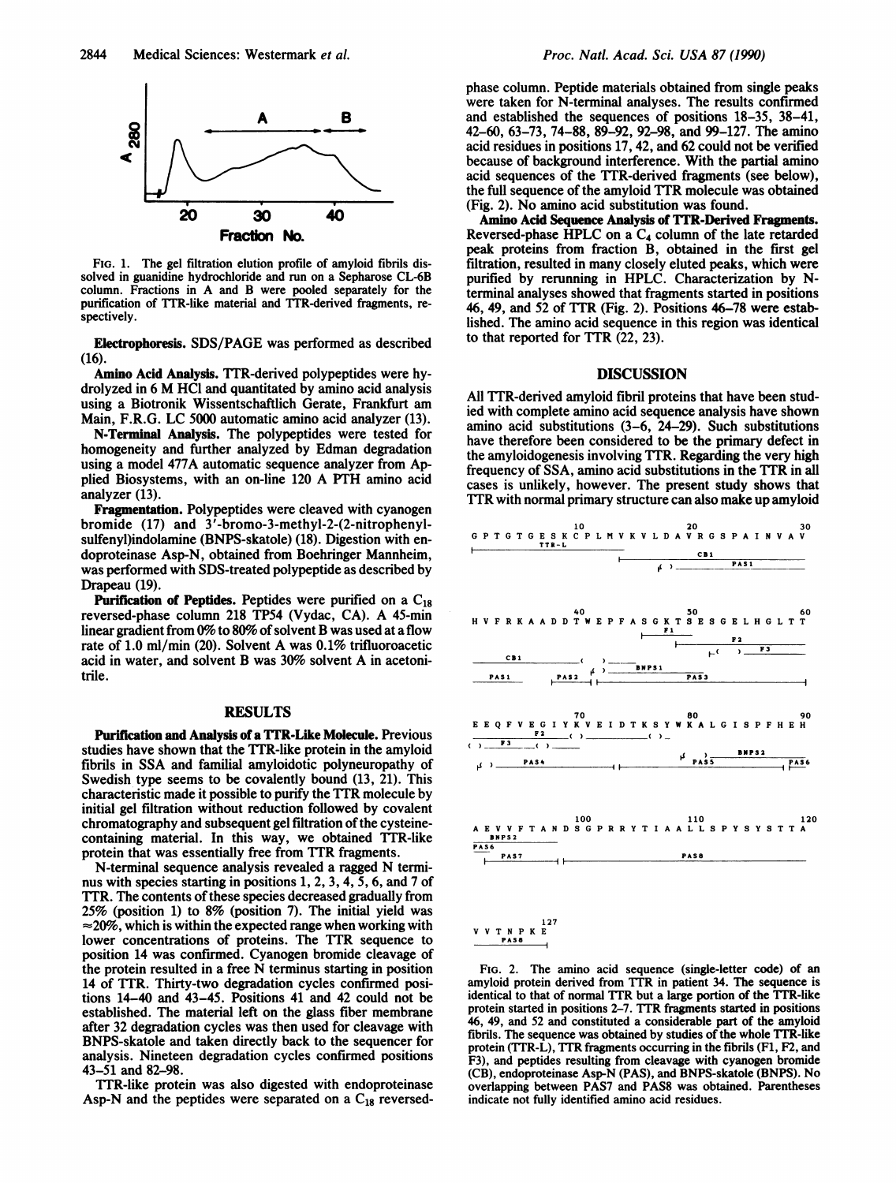FIG. 1. The gel filtration elution profile of amyloid fibrils dissolved in guanidine hydrochloride and run on a Sepharose CL-6B column. Fractions in A and B were pooled separately for the purification of TTR-like material and TTR-derived fragments, respectively.

**Electrophoresis.** SDS/PAGE was performed as described (16).

**Amino Acid Analysis.** TTR-derived polypeptides were hydrolyzed in 6 M HCl and quantitated by amino acid analysis using a Biotronik Wissentschaftlich Gerate, Frankfurt am Main, F.R.G. LC 5000 automatic amino acid analyzer (13).

**N-Terminal Analysis.** The polypeptides were tested for homogeneity and further analyzed by Edman degradation using a model 477A automatic sequence analyzer from Applied Biosystems, with an on-line 120 A PTH amino acid analyzer (13).

**Fragmentation.** Polypeptides were cleaved with cyanogen bromide (17) and 3′-bromo-3-methyl-2-(2-nitrophenylsulfenyl)indolamine (BNPS-skatole) (18). Digestion with endoproteinase Asp-N, obtained from Boehringer Mannheim, was performed with SDS-treated polypeptide as described by Drapeau (19).

**Purification of Peptides.** Peptides were purified on a $C_{18}$ reversed-phase column 218 TP54 (Vydac, CA). A 45-min linear gradient from 0% to 80% of solvent B was used at a flow rate of 1.0 ml/min (20). Solvent A was 0.1% trifluoroacetic acid in water, and solvent B was 30% solvent A in acetonitrile.

## RESULTS

**Purification and Analysis of a TTR-Like Molecule.** Previous studies have shown that the TTR-like protein in the amyloid fibrils in SSA and familial amyloidotic polyneuropathy of Swedish type seems to be covalently bound (13, 21). This characteristic made it possible to purify the TTR molecule by initial gel filtration without reduction followed by covalent chromatography and subsequent gel filtration of the cysteine-containing material. In this way, we obtained TTR-like protein that was essentially free from TTR fragments.

N-terminal sequence analysis revealed a ragged N terminus with species starting in positions 1, 2, 3, 4, 5, 6, and 7 of TTR. The contents of these species decreased gradually from 25% (position 1) to 8% (position 7). The initial yield was ≈20%, which is within the expected range when working with lower concentrations of proteins. The TTR sequence to position 14 was confirmed. Cyanogen bromide cleavage of the protein resulted in a free N terminus starting in position 14 of TTR. Thirty-two degradation cycles confirmed positions 14–40 and 43–45. Positions 41 and 42 could not be established. The material left on the glass fiber membrane after 32 degradation cycles was then used for cleavage with BNPS-skatole and taken directly back to the sequencer for analysis. Nineteen degradation cycles confirmed positions 43–51 and 82–98.

TTR-like protein was also digested with endoproteinase Asp-N and the peptides were separated on a $C_{18}$ reversed-phase column. Peptide materials obtained from single peaks were taken for N-terminal analyses. The results confirmed and established the sequences of positions 18–35, 38–41, 42–60, 63–73, 74–88, 89–92, 92–98, and 99–127. The amino acid residues in positions 17, 42, and 62 could not be verified because of background interference. With the partial amino acid sequences of the TTR-derived fragments (see below), the full sequence of the amyloid TTR molecule was obtained (Fig. 2). No amino acid substitution was found.

**Amino Acid Sequence Analysis of TTR-Derived Fragments.** Reversed-phase HPLC on a $C_4$ column of the late retarded peak proteins from fraction B, obtained in the first gel filtration, resulted in many closely eluted peaks, which were purified by rerunning in HPLC. Characterization by N-terminal analyses showed that fragments started in positions 46, 49, and 52 of TTR (Fig. 2). Positions 46–78 were established. The amino acid sequence in this region was identical to that reported for TTR (22, 23).

## DISCUSSION

All TTR-derived amyloid fibril proteins that have been studied with complete amino acid sequence analysis have shown amino acid substitutions (3–6, 24–29). Such substitutions have therefore been considered to be the primary defect in the amyloidogenesis involving TTR. Regarding the very high frequency of SSA, amino acid substitutions in the TTR in all cases is unlikely, however. The present study shows that TTR with normal primary structure can also make up amyloid

```
                   10                  20                  30
G P T G T G E S K C P L M V K V L D A V R G S P A I N V A V

                   40                  50                  60
H V F R K A A D D T W E P F A S G K T S E S G E L H G L T T

                   70                  80                  90
E E Q F V E G I Y K V E I D T K S Y W K A L G I S P F H E H

                   100                 110                 120
A E V V F T A N D S G P R R Y T I A A L L S P Y S Y S T T A

             127
V V T N P K E
```

FIG. 2. The amino acid sequence (single-letter code) of an amyloid protein derived from TTR in patient 34. The sequence is identical to that of normal TTR but a large portion of the TTR-like protein started in positions 2–7. TTR fragments started in positions 46, 49, and 52 and constituted a considerable part of the amyloid fibrils. The sequence was obtained by studies of the whole TTR-like protein (TTR-L), TTR fragments occurring in the fibrils (F1, F2, and F3), and peptides resulting from cleavage with cyanogen bromide (CB), endoproteinase Asp-N (PAS), and BNPS-skatole (BNPS). No overlapping between PAS7 and PAS8 was obtained. Parentheses indicate not fully identified amino acid residues.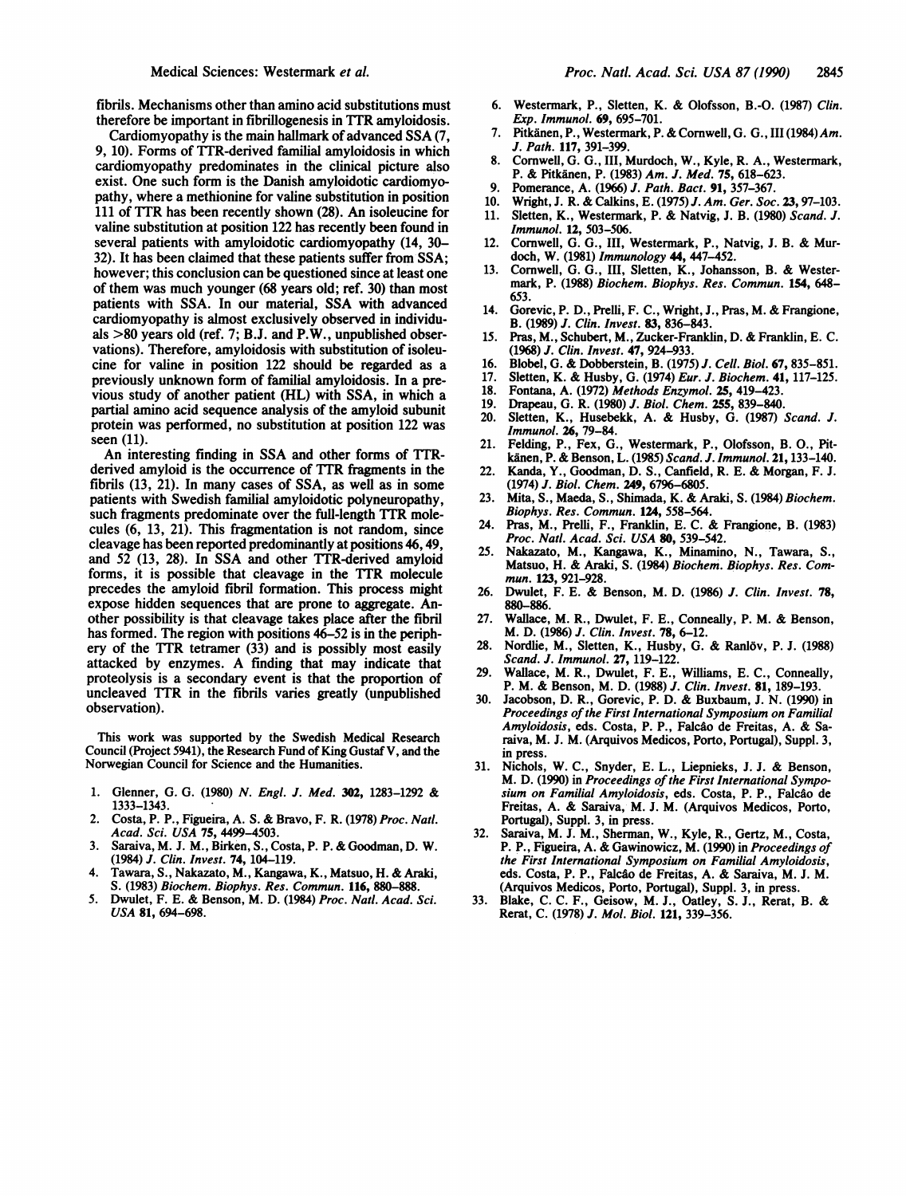fibrils. Mechanisms other than amino acid substitutions must therefore be important in fibrillogenesis in TTR amyloidosis.

Cardiomyopathy is the main hallmark of advanced SSA (7, 9, 10). Forms of TTR-derived familial amyloidosis in which cardiomyopathy predominates in the clinical picture also exist. One such form is the Danish amyloidotic cardiomyopathy, where a methionine for valine substitution in position 111 of TTR has been recently shown (28). An isoleucine for valine substitution at position 122 has recently been found in several patients with amyloidotic cardiomyopathy (14, 30–32). It has been claimed that these patients suffer from SSA; however; this conclusion can be questioned since at least one of them was much younger (68 years old; ref. 30) than most patients with SSA. In our material, SSA with advanced cardiomyopathy is almost exclusively observed in individuals >80 years old (ref. 7; B.J. and P.W., unpublished observations). Therefore, amyloidosis with substitution of isoleucine for valine in position 122 should be regarded as a previously unknown form of familial amyloidosis. In a previous study of another patient (HL) with SSA, in which a partial amino acid sequence analysis of the amyloid subunit protein was performed, no substitution at position 122 was seen (11).

An interesting finding in SSA and other forms of TTR-derived amyloid is the occurrence of TTR fragments in the fibrils (13, 21). In many cases of SSA, as well as in some patients with Swedish familial amyloidotic polyneuropathy, such fragments predominate over the full-length TTR molecules (6, 13, 21). This fragmentation is not random, since cleavage has been reported predominantly at positions 46, 49, and 52 (13, 28). In SSA and other TTR-derived amyloid forms, it is possible that cleavage in the TTR molecule precedes the amyloid fibril formation. This process might expose hidden sequences that are prone to aggregate. Another possibility is that cleavage takes place after the fibril has formed. The region with positions 46–52 is in the periphery of the TTR tetramer (33) and is possibly most easily attacked by enzymes. A finding that may indicate that proteolysis is a secondary event is that the proportion of uncleaved TTR in the fibrils varies greatly (unpublished observation).

This work was supported by the Swedish Medical Research Council (Project 5941), the Research Fund of King Gustaf V, and the Norwegian Council for Science and the Humanities.

1. Glenner, G. G. (1980) *N. Engl. J. Med.* **302**, 1283–1292 & 1333–1343.
2. Costa, P. P., Figueira, A. S. & Bravo, F. R. (1978) *Proc. Natl. Acad. Sci. USA* **75**, 4499–4503.
3. Saraiva, M. J. M., Birken, S., Costa, P. P. & Goodman, D. W. (1984) *J. Clin. Invest.* **74**, 104–119.
4. Tawara, S., Nakazato, M., Kangawa, K., Matsuo, H. & Araki, S. (1983) *Biochem. Biophys. Res. Commun.* **116**, 880–888.
5. Dwulet, F. E. & Benson, M. D. (1984) *Proc. Natl. Acad. Sci. USA* **81**, 694–698.
6. Westermark, P., Sletten, K. & Olofsson, B.-O. (1987) *Clin. Exp. Immunol.* **69**, 695–701.
7. Pitkänen, P., Westermark, P. & Cornwell, G. G., III (1984) *Am. J. Path.* **117**, 391–399.
8. Cornwell, G. G., III, Murdoch, W., Kyle, R. A., Westermark, P. & Pitkänen, P. (1983) *Am. J. Med.* **75**, 618–623.
9. Pomerance, A. (1966) *J. Path. Bact.* **91**, 357–367.
10. Wright, J. R. & Calkins, E. (1975) *J. Am. Ger. Soc.* **23**, 97–103.
11. Sletten, K., Westermark, P. & Natvig, J. B. (1980) *Scand. J. Immunol.* **12**, 503–506.
12. Cornwell, G. G., III, Westermark, P., Natvig, J. B. & Murdoch, W. (1981) *Immunology* **44**, 447–452.
13. Cornwell, G. G., III, Sletten, K., Johansson, B. & Westermark, P. (1988) *Biochem. Biophys. Res. Commun.* **154**, 648–653.
14. Gorevic, P. D., Prelli, F. C., Wright, J., Pras, M. & Frangione, B. (1989) *J. Clin. Invest.* **83**, 836–843.
15. Pras, M., Schubert, M., Zucker-Franklin, D. & Franklin, E. C. (1968) *J. Clin. Invest.* **47**, 924–933.
16. Blobel, G. & Dobberstein, B. (1975) *J. Cell. Biol.* **67**, 835–851.
17. Sletten, K. & Husby, G. (1974) *Eur. J. Biochem.* **41**, 117–125.
18. Fontana, A. (1972) *Methods Enzymol.* **25**, 419–423.
19. Drapeau, G. R. (1980) *J. Biol. Chem.* **255**, 839–840.
20. Sletten, K., Husebekk, A. & Husby, G. (1987) *Scand. J. Immunol.* **26**, 79–84.
21. Felding, P., Fex, G., Westermark, P., Olofsson, B. O., Pitkänen, P. & Benson, L. (1985) *Scand. J. Immunol.* **21**, 133–140.
22. Kanda, Y., Goodman, D. S., Canfield, R. E. & Morgan, F. J. (1974) *J. Biol. Chem.* **249**, 6796–6805.
23. Mita, S., Maeda, S., Shimada, K. & Araki, S. (1984) *Biochem. Biophys. Res. Commun.* **124**, 558–564.
24. Pras, M., Prelli, F., Franklin, E. C. & Frangione, B. (1983) *Proc. Natl. Acad. Sci. USA* **80**, 539–542.
25. Nakazato, M., Kangawa, K., Minamino, N., Tawara, S., Matsuo, H. & Araki, S. (1984) *Biochem. Biophys. Res. Commun.* **123**, 921–928.
26. Dwulet, F. E. & Benson, M. D. (1986) *J. Clin. Invest.* **78**, 880–886.
27. Wallace, M. R., Dwulet, F. E., Conneally, P. M. & Benson, M. D. (1986) *J. Clin. Invest.* **78**, 6–12.
28. Nordlie, M., Sletten, K., Husby, G. & Ranlöv, P. J. (1988) *Scand. J. Immunol.* **27**, 119–122.
29. Wallace, M. R., Dwulet, F. E., Williams, E. C., Conneally, P. M. & Benson, M. D. (1988) *J. Clin. Invest.* **81**, 189–193.
30. Jacobson, D. R., Gorevic, P. D. & Buxbaum, J. N. (1990) in *Proceedings of the First International Symposium on Familial Amyloidosis*, eds. Costa, P. P., Falcão de Freitas, A. & Saraiva, M. J. M. (Arquivos Medicos, Porto, Portugal), Suppl. 3, in press.
31. Nichols, W. C., Snyder, E. L., Liepnieks, J. J. & Benson, M. D. (1990) in *Proceedings of the First International Symposium on Familial Amyloidosis*, eds. Costa, P. P., Falcão de Freitas, A. & Saraiva, M. J. M. (Arquivos Medicos, Porto, Portugal), Suppl. 3, in press.
32. Saraiva, M. J. M., Sherman, W., Kyle, R., Gertz, M., Costa, P. P., Figueira, A. & Gawinowicz, M. (1990) in *Proceedings of the First International Symposium on Familial Amyloidosis*, eds. Costa, P. P., Falcão de Freitas, A. & Saraiva, M. J. M. (Arquivos Medicos, Porto, Portugal), Suppl. 3, in press.
33. Blake, C. C. F., Geisow, M. J., Oatley, S. J., Rerat, B. & Rerat, C. (1978) *J. Mol. Biol.* **121**, 339–356.